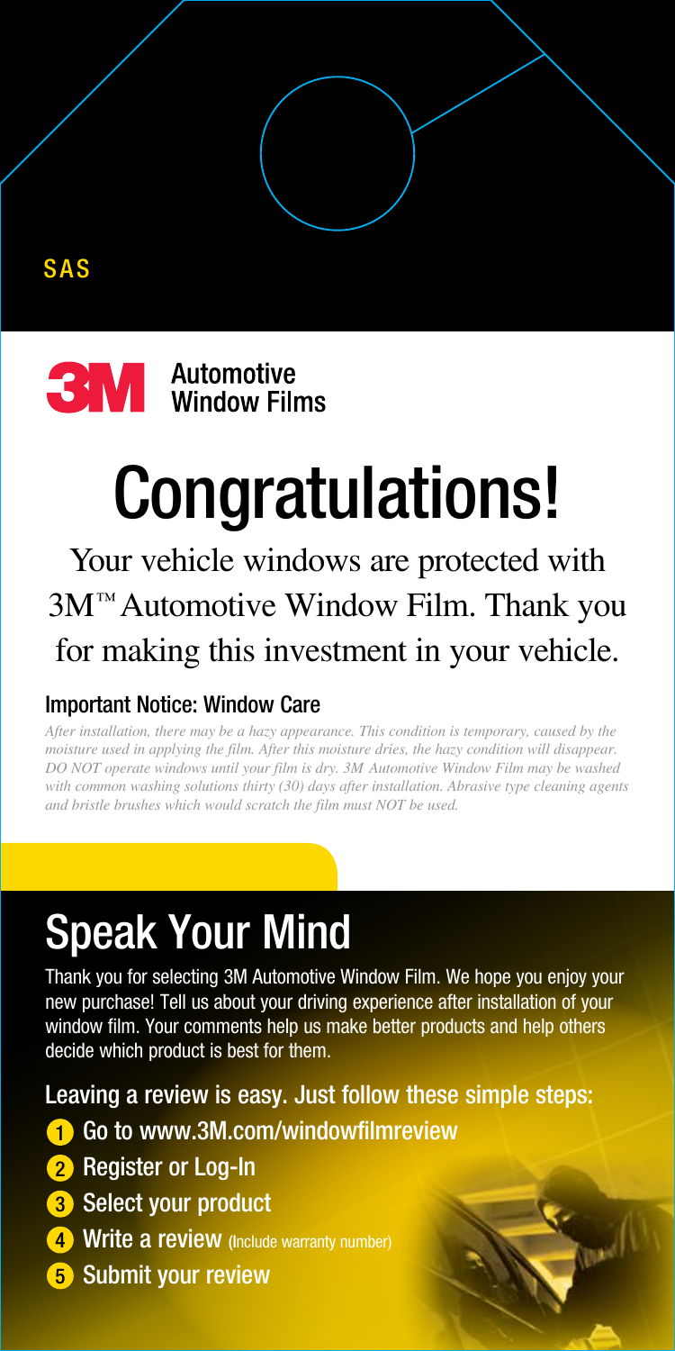SAS

3M Automotive Window Films

# Congratulations!

Your vehicle windows are protected with 3M™ Automotive Window Film. Thank you for making this investment in your vehicle.

### Important Notice: Window Care

*After installation, there may be a hazy appearance. This condition is temporary, caused by the moisture used in applying the film. After this moisture dries, the hazy condition will disappear. DO NOT operate windows until your film is dry. 3M Automotive Window Film may be washed with common washing solutions thirty (30) days after installation. Abrasive type cleaning agents and bristle brushes which would scratch the film must NOT be used.*

## Speak Your Mind

Thank you for selecting 3M Automotive Window Film. We hope you enjoy your new purchase! Tell us about your driving experience after installation of your window film. Your comments help us make better products and help others decide which product is best for them.

Leaving a review is easy. Just follow these simple steps:

1. Go to www.3M.com/windowfilmreview
2. Register or Log-In
3. Select your product
4. Write a review (Include warranty number)
5. Submit your review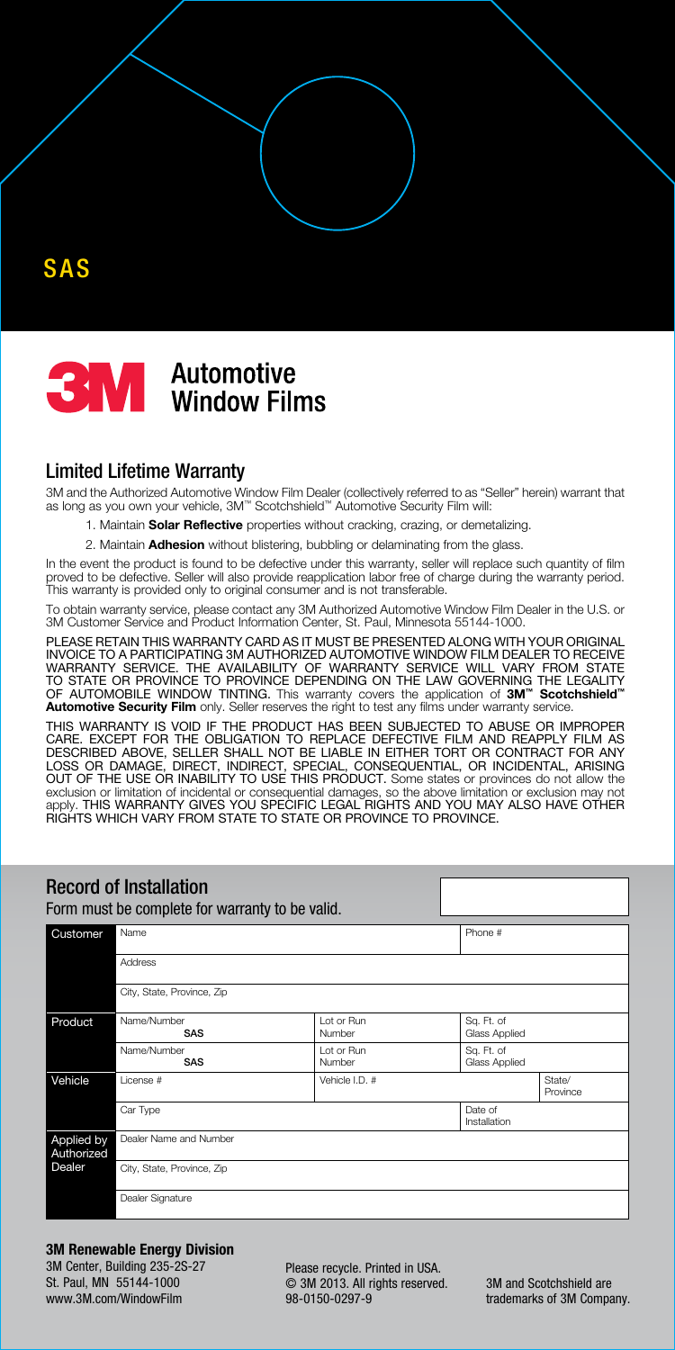SAS

# 3M Automotive Window Films

## Limited Lifetime Warranty

3M and the Authorized Automotive Window Film Dealer (collectively referred to as "Seller" herein) warrant that as long as you own your vehicle, 3M™ Scotchshield™ Automotive Security Film will:

1. Maintain **Solar Reflective** properties without cracking, crazing, or demetalizing.
2. Maintain **Adhesion** without blistering, bubbling or delaminating from the glass.

In the event the product is found to be defective under this warranty, seller will replace such quantity of film proved to be defective. Seller will also provide reapplication labor free of charge during the warranty period. This warranty is provided only to original consumer and is not transferable.

To obtain warranty service, please contact any 3M Authorized Automotive Window Film Dealer in the U.S. or 3M Customer Service and Product Information Center, St. Paul, Minnesota 55144-1000.

PLEASE RETAIN THIS WARRANTY CARD AS IT MUST BE PRESENTED ALONG WITH YOUR ORIGINAL INVOICE TO A PARTICIPATING 3M AUTHORIZED AUTOMOTIVE WINDOW FILM DEALER TO RECEIVE WARRANTY SERVICE. THE AVAILABILITY OF WARRANTY SERVICE WILL VARY FROM STATE TO STATE OR PROVINCE TO PROVINCE DEPENDING ON THE LAW GOVERNING THE LEGALITY OF AUTOMOBILE WINDOW TINTING. This warranty covers the application of **3M™ Scotchshield™ Automotive Security Film** only. Seller reserves the right to test any films under warranty service.

THIS WARRANTY IS VOID IF THE PRODUCT HAS BEEN SUBJECTED TO ABUSE OR IMPROPER CARE. EXCEPT FOR THE OBLIGATION TO REPLACE DEFECTIVE FILM AND REAPPLY FILM AS DESCRIBED ABOVE, SELLER SHALL NOT BE LIABLE IN EITHER TORT OR CONTRACT FOR ANY LOSS OR DAMAGE, DIRECT, INDIRECT, SPECIAL, CONSEQUENTIAL, OR INCIDENTAL, ARISING OUT OF THE USE OR INABILITY TO USE THIS PRODUCT. Some states or provinces do not allow the exclusion or limitation of incidental or consequential damages, so the above limitation or exclusion may not apply. THIS WARRANTY GIVES YOU SPECIFIC LEGAL RIGHTS AND YOU MAY ALSO HAVE OTHER RIGHTS WHICH VARY FROM STATE TO STATE OR PROVINCE TO PROVINCE.

## Record of Installation

Form must be complete for warranty to be valid.

| | | | | |
|---|---|---|---|---|
| Customer | Name | | Phone # | |
| | Address | | | |
| | City, State, Province, Zip | | | |
| Product | Name/Number **SAS** | Lot or Run Number | Sq. Ft. of Glass Applied | |
| | Name/Number **SAS** | Lot or Run Number | Sq. Ft. of Glass Applied | |
| Vehicle | License # | Vehicle I.D. # | | State/ Province |
| | Car Type | | Date of Installation | |
| Applied by Authorized Dealer | Dealer Name and Number | | | |
| | City, State, Province, Zip | | | |
| | Dealer Signature | | | |

**3M Renewable Energy Division**
3M Center, Building 235-2S-27
St. Paul, MN 55144-1000
www.3M.com/WindowFilm

Please recycle. Printed in USA.
© 3M 2013. All rights reserved.
98-0150-0297-9

3M and Scotchshield are trademarks of 3M Company.